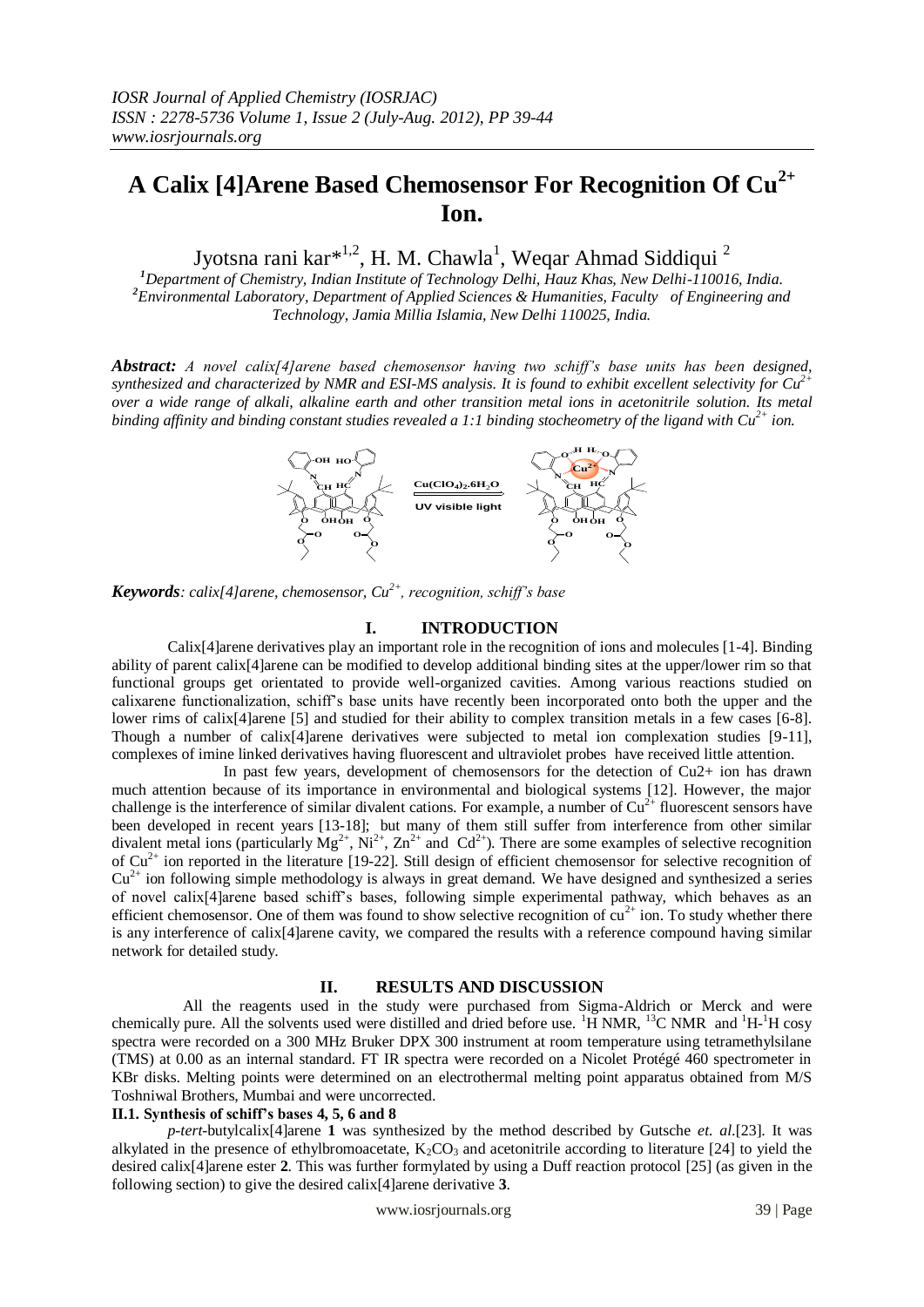# A Calix [4]Arene Based Chemosensor For Recognition Of $Cu^{2+}$ Ion.

Jyotsna rani kar*[1,2], H. M. Chawla[1], Weqar Ahmad Siddiqui [2]

[1]*Department of Chemistry, Indian Institute of Technology Delhi, Hauz Khas, New Delhi-110016, India.*
[2]*Environmental Laboratory, Department of Applied Sciences & Humanities, Faculty of Engineering and Technology, Jamia Millia Islamia, New Delhi 110025, India.*

***Abstract:*** *A novel calix[4]arene based chemosensor having two schiff's base units has been designed, synthesized and characterized by NMR and ESI-MS analysis. It is found to exhibit excellent selectivity for $Cu^{2+}$ over a wide range of alkali, alkaline earth and other transition metal ions in acetonitrile solution. Its metal binding affinity and binding constant studies revealed a 1:1 binding stocheometry of the ligand with $Cu^{2+}$ ion.*

***Keywords****: calix[4]arene, chemosensor, $Cu^{2+}$, recognition, schiff's base*

## I. INTRODUCTION

Calix[4]arene derivatives play an important role in the recognition of ions and molecules [1-4]. Binding ability of parent calix[4]arene can be modified to develop additional binding sites at the upper/lower rim so that functional groups get orientated to provide well-organized cavities. Among various reactions studied on calixarene functionalization, schiff's base units have recently been incorporated onto both the upper and the lower rims of calix[4]arene [5] and studied for their ability to complex transition metals in a few cases [6-8]. Though a number of calix[4]arene derivatives were subjected to metal ion complexation studies [9-11], complexes of imine linked derivatives having fluorescent and ultraviolet probes have received little attention.

In past few years, development of chemosensors for the detection of Cu2+ ion has drawn much attention because of its importance in environmental and biological systems [12]. However, the major challenge is the interference of similar divalent cations. For example, a number of $Cu^{2+}$ fluorescent sensors have been developed in recent years [13-18]; but many of them still suffer from interference from other similar divalent metal ions (particularly $Mg^{2+}$, $Ni^{2+}$, $Zn^{2+}$ and $Cd^{2+}$). There are some examples of selective recognition of $Cu^{2+}$ ion reported in the literature [19-22]. Still design of efficient chemosensor for selective recognition of $Cu^{2+}$ ion following simple methodology is always in great demand. We have designed and synthesized a series of novel calix[4]arene based schiff's bases, following simple experimental pathway, which behaves as an efficient chemosensor. One of them was found to show selective recognition of $cu^{2+}$ ion. To study whether there is any interference of calix[4]arene cavity, we compared the results with a reference compound having similar network for detailed study.

## II. RESULTS AND DISCUSSION

All the reagents used in the study were purchased from Sigma-Aldrich or Merck and were chemically pure. All the solvents used were distilled and dried before use. $^1H$ NMR, $^{13}C$ NMR and $^1H$-$^1H$ cosy spectra were recorded on a 300 MHz Bruker DPX 300 instrument at room temperature using tetramethylsilane (TMS) at 0.00 as an internal standard. FT IR spectra were recorded on a Nicolet Protégé 460 spectrometer in KBr disks. Melting points were determined on an electrothermal melting point apparatus obtained from M/S Toshniwal Brothers, Mumbai and were uncorrected.

### II.1. Synthesis of schiff's bases 4, 5, 6 and 8

*p-tert*-butylcalix[4]arene **1** was synthesized by the method described by Gutsche *et. al.*[23]. It was alkylated in the presence of ethylbromoacetate, $K_2CO_3$ and acetonitrile according to literature [24] to yield the desired calix[4]arene ester **2**. This was further formylated by using a Duff reaction protocol [25] (as given in the following section) to give the desired calix[4]arene derivative **3**.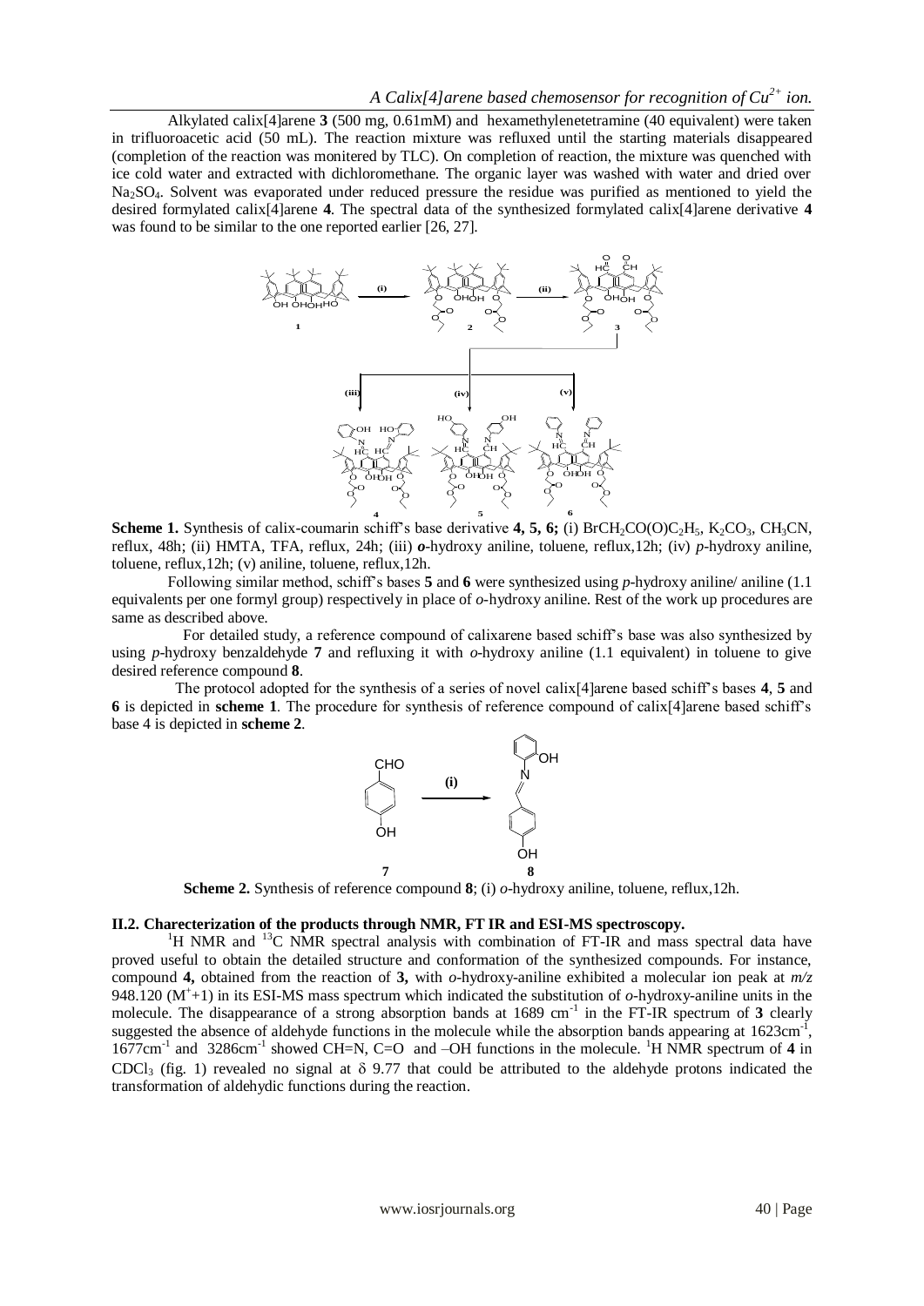Alkylated calix[4]arene **3** (500 mg, 0.61mM) and hexamethylenetetramine (40 equivalent) were taken in trifluoroacetic acid (50 mL). The reaction mixture was refluxed until the starting materials disappeared (completion of the reaction was monitered by TLC). On completion of reaction, the mixture was quenched with ice cold water and extracted with dichloromethane. The organic layer was washed with water and dried over $Na_2SO_4$. Solvent was evaporated under reduced pressure the residue was purified as mentioned to yield the desired formylated calix[4]arene **4**. The spectral data of the synthesized formylated calix[4]arene derivative **4** was found to be similar to the one reported earlier [26, 27].

**Scheme 1.** Synthesis of calix-coumarin schiff's base derivative **4, 5, 6;** (i) $BrCH_2CO(O)C_2H_5$, $K_2CO_3$, $CH_3CN$, reflux, 48h; (ii) HMTA, TFA, reflux, 24h; (iii) ***o***-hydroxy aniline, toluene, reflux,12h; (iv) *p*-hydroxy aniline, toluene, reflux,12h; (v) aniline, toluene, reflux,12h.

Following similar method, schiff's bases **5** and **6** were synthesized using *p*-hydroxy aniline/ aniline (1.1 equivalents per one formyl group) respectively in place of *o*-hydroxy aniline. Rest of the work up procedures are same as described above.

For detailed study, a reference compound of calixarene based schiff's base was also synthesized by using *p*-hydroxy benzaldehyde **7** and refluxing it with *o*-hydroxy aniline (1.1 equivalent) in toluene to give desired reference compound **8**.

The protocol adopted for the synthesis of a series of novel calix[4]arene based schiff's bases **4**, **5** and **6** is depicted in **scheme 1**. The procedure for synthesis of reference compound of calix[4]arene based schiff's base 4 is depicted in **scheme 2**.

**Scheme 2.** Synthesis of reference compound **8**; (i) *o*-hydroxy aniline, toluene, reflux,12h.

## II.2. Charecterization of the products through NMR, FT IR and ESI-MS spectroscopy.

$^1H$ NMR and $^{13}C$ NMR spectral analysis with combination of FT-IR and mass spectral data have proved useful to obtain the detailed structure and conformation of the synthesized compounds. For instance, compound **4,** obtained from the reaction of **3,** with *o*-hydroxy-aniline exhibited a molecular ion peak at *m/z* 948.120 ($M^+$+1) in its ESI-MS mass spectrum which indicated the substitution of *o*-hydroxy-aniline units in the molecule. The disappearance of a strong absorption bands at 1689 $cm^{-1}$ in the FT-IR spectrum of **3** clearly suggested the absence of aldehyde functions in the molecule while the absorption bands appearing at 1623$cm^{-1}$, 1677$cm^{-1}$ and 3286$cm^{-1}$ showed CH=N, C=O and –OH functions in the molecule. $^1H$ NMR spectrum of **4** in $CDCl_3$ (fig. 1) revealed no signal at $\delta$ 9.77 that could be attributed to the aldehyde protons indicated the transformation of aldehydic functions during the reaction.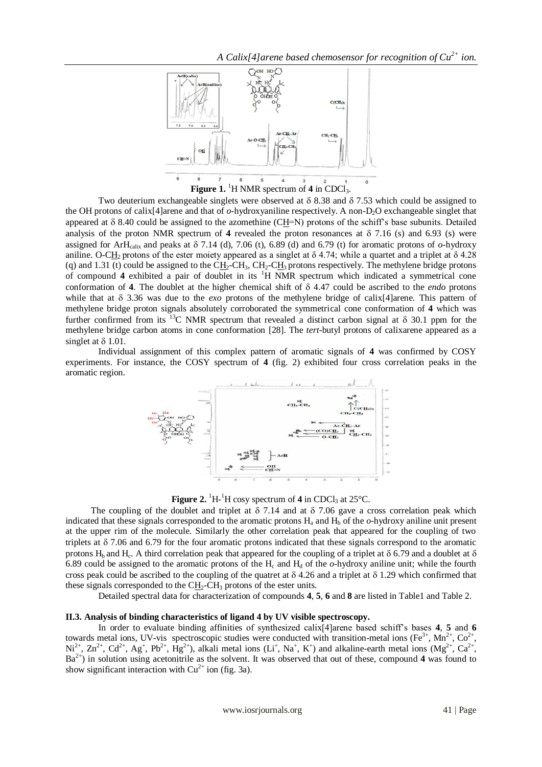**Figure 1.** $^{1}$H NMR spectrum of **4** in $CDCl_3$.

Two deuterium exchangeable singlets were observed at δ 8.38 and δ 7.53 which could be assigned to the OH protons of calix[4]arene and that of *o*-hydroxyaniline respectively. A non-$D_2O$ exchangeable singlet that appeared at δ 8.40 could be assigned to the azomethine (C<u>H</u>=N) protons of the schiff's base subunits. Detailed analysis of the proton NMR spectrum of **4** revealed the proton resonances at δ 7.16 (s) and 6.93 (s) were assigned for $ArH_{calix}$ and peaks at δ 7.14 (d), 7.06 (t), 6.89 (d) and 6.79 (t) for aromatic protons of *o*-hydroxy aniline. O-C<u>H</u>$_2$ protons of the ester moiety appeared as a singlet at δ 4.74; while a quartet and a triplet at δ 4.28 (q) and 1.31 (t) could be assigned to the C<u>H</u>$_2$-$CH_3$, $CH_2$-C<u>H</u>$_3$ protons respectively. The methylene bridge protons of compound **4** exhibited a pair of doublet in its $^{1}$H NMR spectrum which indicated a symmetrical cone conformation of **4**. The doublet at the higher chemical shift of δ 4.47 could be ascribed to the *endo* protons while that at δ 3.36 was due to the *exo* protons of the methylene bridge of calix[4]arene. This pattern of methylene bridge proton signals absolutely corroborated the symmetrical cone conformation of **4** which was further confirmed from its $^{13}$C NMR spectrum that revealed a distinct carbon signal at δ 30.1 ppm for the methylene bridge carbon atoms in cone conformation [28]. The *tert*-butyl protons of calixarene appeared as a singlet at δ 1.01.

Individual assignment of this complex pattern of aromatic signals of **4** was confirmed by COSY experiments. For instance, the COSY spectrum of **4** (fig. 2) exhibited four cross correlation peaks in the aromatic region.

**Figure 2.** $^{1}$H-$^{1}$H cosy spectrum of **4** in $CDCl_3$ at 25°C.

The coupling of the doublet and triplet at δ 7.14 and at δ 7.06 gave a cross correlation peak which indicated that these signals corresponded to the aromatic protons $H_a$ and $H_b$ of the *o*-hydroxy aniline unit present at the upper rim of the molecule. Similarly the other correlation peak that appeared for the coupling of two triplets at δ 7.06 and 6.79 for the four aromatic protons indicated that these signals correspond to the aromatic protons $H_b$ and $H_c$. A third correlation peak that appeared for the coupling of a triplet at δ 6.79 and a doublet at δ 6.89 could be assigned to the aromatic protons of the $H_c$ and $H_d$ of the *o*-hydroxy aniline unit; while the fourth cross peak could be ascribed to the coupling of the quatret at δ 4.26 and a triplet at δ 1.29 which confirmed that these signals corresponded to the C<u>H</u>$_2$-$CH_3$ protons of the ester units.

Detailed spectral data for characterization of compounds **4**, **5**, **6** and **8** are listed in Table1 and Table 2.

### II.3. Analysis of binding characteristics of ligand 4 by UV visible spectroscopy.

In order to evaluate binding affinities of synthesized calix[4]arene based schiff's bases **4**, **5** and **6** towards metal ions, UV-vis spectroscopic studies were conducted with transition-metal ions ($Fe^{3+}$, $Mn^{2+}$, $Co^{2+}$, $Ni^{2+}$, $Zn^{2+}$, $Cd^{2+}$, $Ag^{+}$, $Pb^{2+}$, $Hg^{2+}$), alkali metal ions ($Li^{+}$, $Na^{+}$, $K^{+}$) and alkaline-earth metal ions ($Mg^{2+}$, $Ca^{2+}$, $Ba^{2+}$) in solution using acetonitrile as the solvent. It was observed that out of these, compound **4** was found to show significant interaction with $Cu^{2+}$ ion (fig. 3a).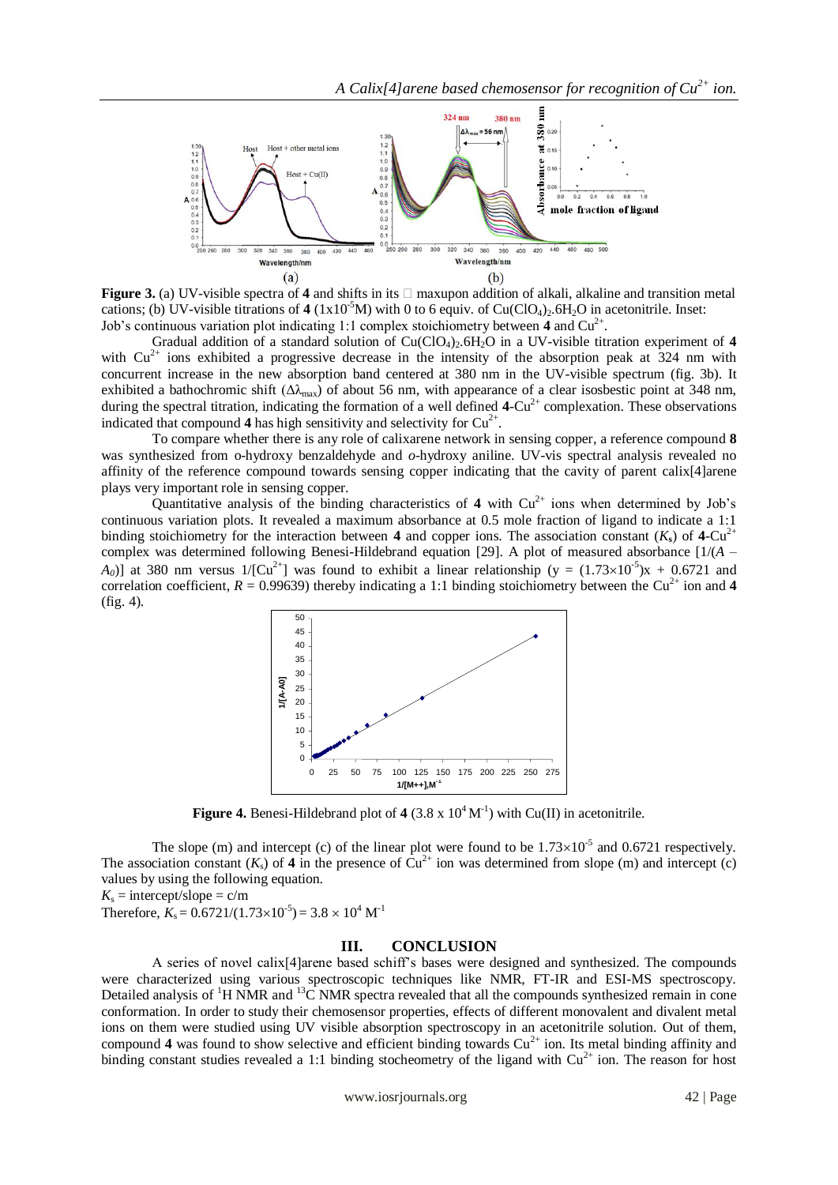**Figure 3.** (a) UV-visible spectra of **4** and shifts in its  maxupon addition of alkali, alkaline and transition metal cations; (b) UV-visible titrations of **4** ($1x10^{-5}$M) with 0 to 6 equiv. of $Cu(ClO_4)_2.6H_2O$ in acetonitrile. Inset: Job's continuous variation plot indicating 1:1 complex stoichiometry between **4** and $Cu^{2+}$.

Gradual addition of a standard solution of $Cu(ClO_4)_2.6H_2O$ in a UV-visible titration experiment of **4** with $Cu^{2+}$ ions exhibited a progressive decrease in the intensity of the absorption peak at 324 nm with concurrent increase in the new absorption band centered at 380 nm in the UV-visible spectrum (fig. 3b). It exhibited a bathochromic shift ($\Delta\lambda_{max}$) of about 56 nm, with appearance of a clear isosbestic point at 348 nm, during the spectral titration, indicating the formation of a well defined **4**-$Cu^{2+}$ complexation. These observations indicated that compound **4** has high sensitivity and selectivity for $Cu^{2+}$.

To compare whether there is any role of calixarene network in sensing copper, a reference compound **8** was synthesized from o-hydroxy benzaldehyde and *o*-hydroxy aniline. UV-vis spectral analysis revealed no affinity of the reference compound towards sensing copper indicating that the cavity of parent calix[4]arene plays very important role in sensing copper.

Quantitative analysis of the binding characteristics of **4** with $Cu^{2+}$ ions when determined by Job's continuous variation plots. It revealed a maximum absorbance at 0.5 mole fraction of ligand to indicate a 1:1 binding stoichiometry for the interaction between **4** and copper ions. The association constant ($K_s$) of **4**-$Cu^{2+}$ complex was determined following Benesi-Hildebrand equation [29]. A plot of measured absorbance [$1/(A - A_0)$] at 380 nm versus $1/[Cu^{2+}]$ was found to exhibit a linear relationship ($y = (1.73\times10^{-5})x + 0.6721$ and correlation coefficient, $R = 0.99639$) thereby indicating a 1:1 binding stoichiometry between the $Cu^{2+}$ ion and **4** (fig. 4).

**Figure 4.** Benesi-Hildebrand plot of **4** ($3.8 \times 10^4\,M^{-1}$) with Cu(II) in acetonitrile.

The slope (m) and intercept (c) of the linear plot were found to be $1.73\times10^{-5}$ and 0.6721 respectively. The association constant ($K_s$) of **4** in the presence of $Cu^{2+}$ ion was determined from slope (m) and intercept (c) values by using the following equation.

$K_s$ = intercept/slope = c/m

Therefore, $K_s = 0.6721/(1.73\times10^{-5}) = 3.8 \times 10^4\,M^{-1}$

## III. CONCLUSION

A series of novel calix[4]arene based schiff's bases were designed and synthesized. The compounds were characterized using various spectroscopic techniques like NMR, FT-IR and ESI-MS spectroscopy. Detailed analysis of $^1H$ NMR and $^{13}C$ NMR spectra revealed that all the compounds synthesized remain in cone conformation. In order to study their chemosensor properties, effects of different monovalent and divalent metal ions on them were studied using UV visible absorption spectroscopy in an acetonitrile solution. Out of them, compound **4** was found to show selective and efficient binding towards $Cu^{2+}$ ion. Its metal binding affinity and binding constant studies revealed a 1:1 binding stocheometry of the ligand with $Cu^{2+}$ ion. The reason for host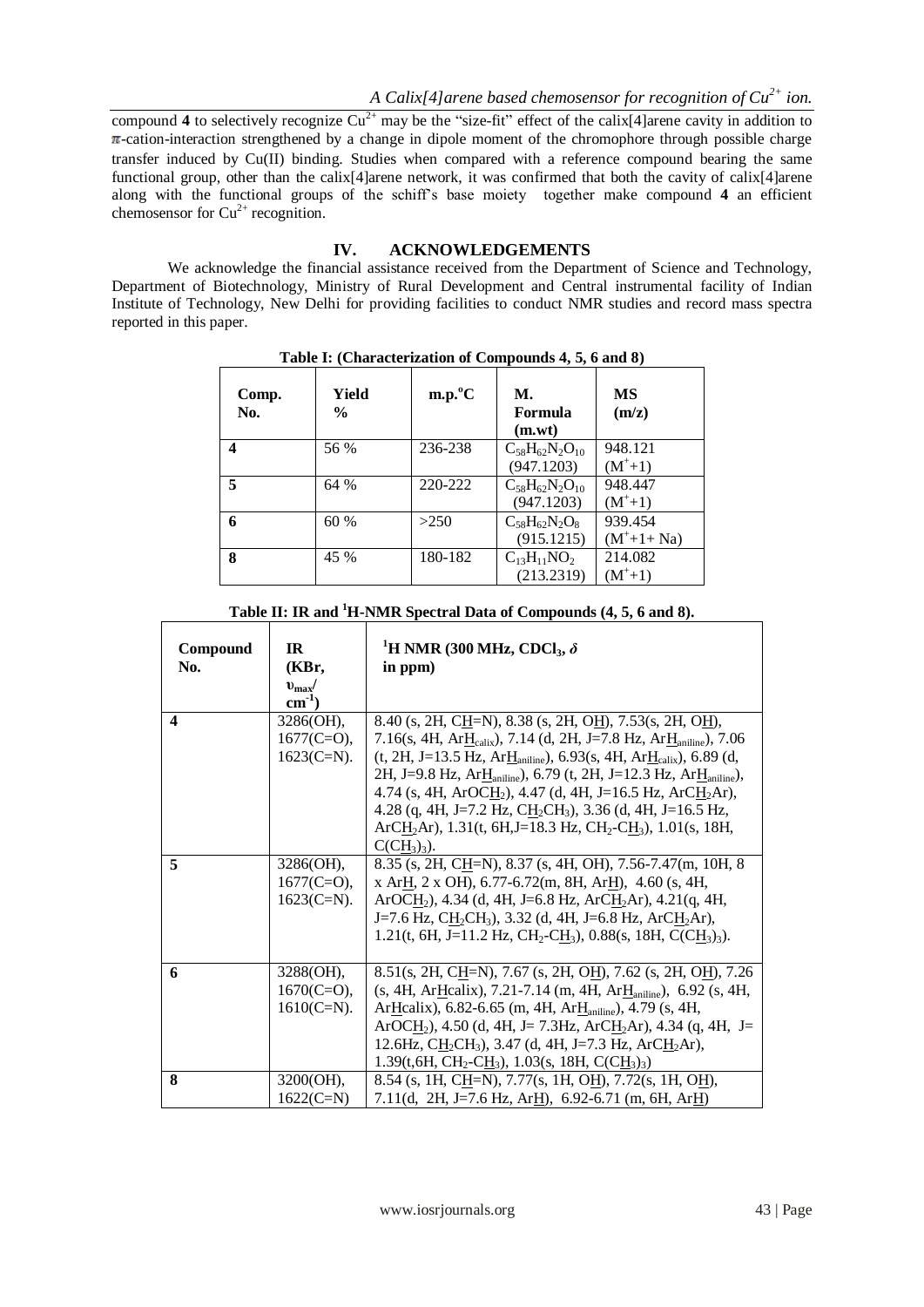compound **4** to selectively recognize $Cu^{2+}$ may be the "size-fit" effect of the calix[4]arene cavity in addition to π-cation-interaction strengthened by a change in dipole moment of the chromophore through possible charge transfer induced by Cu(II) binding. Studies when compared with a reference compound bearing the same functional group, other than the calix[4]arene network, it was confirmed that both the cavity of calix[4]arene along with the functional groups of the schiff's base moiety together make compound **4** an efficient chemosensor for $Cu^{2+}$ recognition.

## IV. ACKNOWLEDGEMENTS

We acknowledge the financial assistance received from the Department of Science and Technology, Department of Biotechnology, Ministry of Rural Development and Central instrumental facility of Indian Institute of Technology, New Delhi for providing facilities to conduct NMR studies and record mass spectra reported in this paper.

**Table I: (Characterization of Compounds 4, 5, 6 and 8)**

| Comp. No. | Yield % | m.p.°C | M. Formula (m.wt) | MS (m/z) |
|---|---|---|---|---|
| **4** | 56 % | 236-238 | $C_{58}H_{62}N_2O_{10}$ (947.1203) | 948.121 ($M^{+}$+1) |
| **5** | 64 % | 220-222 | $C_{58}H_{62}N_2O_{10}$ (947.1203) | 948.447 ($M^{+}$+1) |
| **6** | 60 % | >250 | $C_{58}H_{62}N_2O_8$ (915.1215) | 939.454 ($M^{+}$+1+ Na) |
| **8** | 45 % | 180-182 | $C_{13}H_{11}NO_2$ (213.2319) | 214.082 ($M^{+}$+1) |

**Table II: IR and $^1$H-NMR Spectral Data of Compounds (4, 5, 6 and 8).**

| Compound No. | IR (KBr, $\upsilon_{max}$/ $cm^{-1}$) | $^1$H NMR (300 MHz, $CDCl_3$, $\delta$ in ppm) |
|---|---|---|
| **4** | 3286(OH), 1677(C=O), 1623(C=N). | 8.40 (s, 2H, CH=N), 8.38 (s, 2H, OH), 7.53(s, 2H, OH), 7.16(s, 4H, $ArH_{calix}$), 7.14 (d, 2H, J=7.8 Hz, $ArH_{aniline}$), 7.06 (t, 2H, J=13.5 Hz, $ArH_{aniline}$), 6.93(s, 4H, $ArH_{calix}$), 6.89 (d, 2H, J=9.8 Hz, $ArH_{aniline}$), 6.79 (t, 2H, J=12.3 Hz, $ArH_{aniline}$), 4.74 (s, 4H, $ArOCH_2$), 4.47 (d, 4H, J=16.5 Hz, $ArCH_2Ar$), 4.28 (q, 4H, J=7.2 Hz, $CH_2CH_3$), 3.36 (d, 4H, J=16.5 Hz, $ArCH_2Ar$), 1.31(t, 6H,J=18.3 Hz, $CH_2$-$CH_3$), 1.01(s, 18H, $C(CH_3)_3$). |
| **5** | 3286(OH), 1677(C=O), 1623(C=N). | 8.35 (s, 2H, CH=N), 8.37 (s, 4H, OH), 7.56-7.47(m, 10H, 8 x ArH, 2 x OH), 6.77-6.72(m, 8H, ArH), 4.60 (s, 4H, $ArOCH_2$), 4.34 (d, 4H, J=6.8 Hz, $ArCH_2Ar$), 4.21(q, 4H, J=7.6 Hz, $CH_2CH_3$), 3.32 (d, 4H, J=6.8 Hz, $ArCH_2Ar$), 1.21(t, 6H, J=11.2 Hz, $CH_2$-$CH_3$), 0.88(s, 18H, $C(CH_3)_3$). |
| **6** | 3288(OH), 1670(C=O), 1610(C=N). | 8.51(s, 2H, CH=N), 7.67 (s, 2H, OH), 7.62 (s, 2H, OH), 7.26 (s, 4H, ArHcalix), 7.21-7.14 (m, 4H, $ArH_{aniline}$), 6.92 (s, 4H, ArHcalix), 6.82-6.65 (m, 4H, $ArH_{aniline}$), 4.79 (s, 4H, $ArOCH_2$), 4.50 (d, 4H, J= 7.3Hz, $ArCH_2Ar$), 4.34 (q, 4H, J= 12.6Hz, $CH_2CH_3$), 3.47 (d, 4H, J=7.3 Hz, $ArCH_2Ar$), 1.39(t,6H, $CH_2$-$CH_3$), 1.03(s, 18H, $C(CH_3)_3$) |
| **8** | 3200(OH), 1622(C=N) | 8.54 (s, 1H, CH=N), 7.77(s, 1H, OH), 7.72(s, 1H, OH), 7.11(d, 2H, J=7.6 Hz, ArH), 6.92-6.71 (m, 6H, ArH) |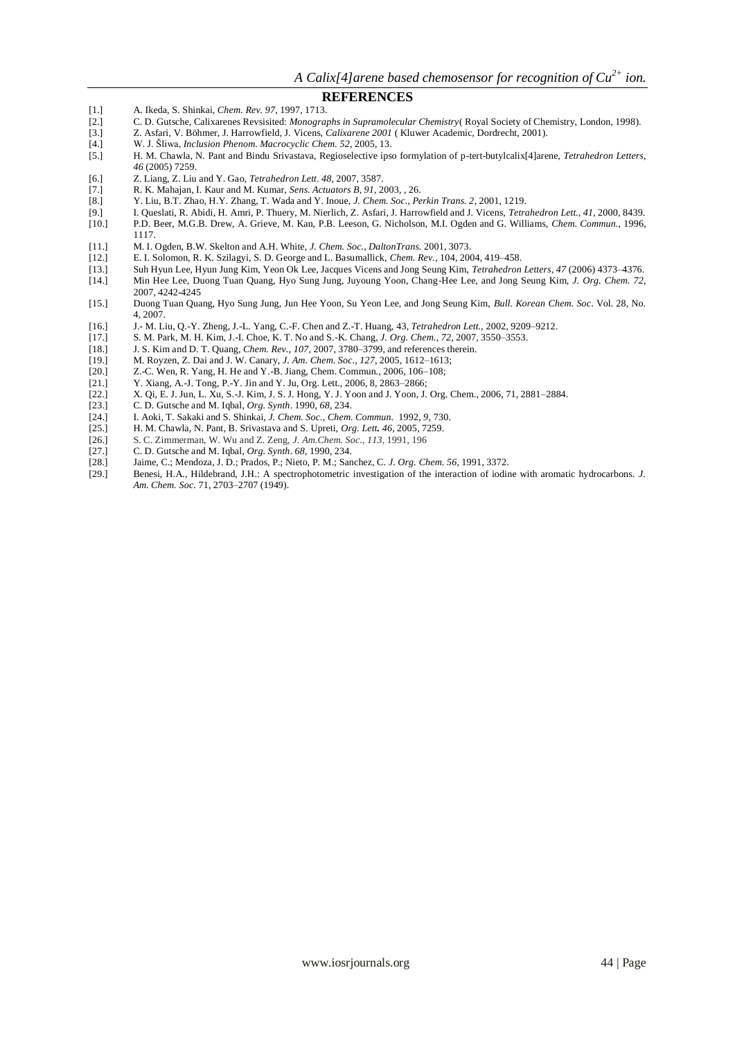## REFERENCES

[1.] A. Ikeda, S. Shinkai, *Chem. Rev. 97*, 1997, 1713.

[2.] C. D. Gutsche, Calixarenes Revsisited: *Monographs in Supramolecular Chemistry*( Royal Society of Chemistry, London, 1998).

[3.] Z. Asfari, V. Böhmer, J. Harrowfield, J. Vicens, *Calixarene 2001* ( Kluwer Academic, Dordrecht, 2001).

[4.] W. J. Śliwa, *Inclusion Phenom. Macrocyclic Chem. 52*, 2005, 13.

[5.] H. M. Chawla, N. Pant and Bindu Srivastava, Regioselective ipso formylation of p-tert-butylcalix[4]arene, *Tetrahedron Letters, 46* (2005) 7259.

[6.] Z. Liang, Z. Liu and Y. Gao, *Tetrahedron Lett. 48*, 2007, 3587.

[7.] R. K. Mahajan, I. Kaur and M. Kumar, *Sens. Actuators B, 91*, 2003, , 26.

[8.] Y. Liu, B.T. Zhao, H.Y. Zhang, T. Wada and Y. Inoue, *J. Chem. Soc., Perkin Trans. 2*, 2001, 1219.

[9.] I. Queslati, R. Abidi, H. Amri, P. Thuery, M. Nierlich, Z. Asfari, J. Harrowfield and J. Vicens, *Tetrahedron Lett., 41*, 2000, 8439.

[10.] P.D. Beer, M.G.B. Drew, A. Grieve, M. Kan, P.B. Leeson, G. Nicholson, M.I. Ogden and G. Williams, *Chem. Commun.*, 1996, 1117.

[11.] M. I. Ogden, B.W. Skelton and A.H. White, *J. Chem. Soc., DaltonTrans.* 2001, 3073.

[12.] E. I. Solomon, R. K. Szilagyi, S. D. George and L. Basumallick, *Chem. Rev.*, 104, 2004, 419–458.

[13.] Suh Hyun Lee, Hyun Jung Kim, Yeon Ok Lee, Jacques Vicens and Jong Seung Kim, *Tetrahedron Letters, 47* (2006) 4373–4376.

[14.] Min Hee Lee, Duong Tuan Quang, Hyo Sung Jung, Juyoung Yoon, Chang-Hee Lee, and Jong Seung Kim, *J. Org. Chem. 72*, 2007, 4242-4245

[15.] Duong Tuan Quang, Hyo Sung Jung, Jun Hee Yoon, Su Yeon Lee, and Jong Seung Kim, *Bull. Korean Chem. Soc*. Vol. 28, No. 4, 2007.

[16.] J.- M. Liu, Q.-Y. Zheng, J.-L. Yang, C.-F. Chen and Z.-T. Huang, 43, *Tetrahedron Lett.*, 2002, 9209–9212.

[17.] S. M. Park, M. H. Kim, J.-I. Choe, K. T. No and S.-K. Chang, *J. Org. Chem., 72*, 2007, 3550–3553.

[18.] J. S. Kim and D. T. Quang, *Chem. Rev., 107*, 2007, 3780–3799, and references therein.

[19.] M. Royzen, Z. Dai and J. W. Canary, *J. Am. Chem. Soc., 127*, 2005, 1612–1613;

[20.] Z.-C. Wen, R. Yang, H. He and Y.-B. Jiang, Chem. Commun., 2006, 106–108;

[21.] Y. Xiang, A.-J. Tong, P.-Y. Jin and Y. Ju, Org. Lett., 2006, 8, 2863–2866;

[22.] X. Qi, E. J. Jun, L. Xu, S.-J. Kim, J. S. J. Hong, Y. J. Yoon and J. Yoon, J. Org. Chem., 2006, 71, 2881–2884.

[23.] C. D. Gutsche and M. Iqbal, *Org. Synth*. 1990, *68*, 234.

[24.] I. Aoki, T. Sakaki and S. Shinkai, *J. Chem. Soc., Chem. Commun.* 1992, *9*, 730.

[25.] H. M. Chawla, N. Pant, B. Srivastava and S. Upreti, *Org. Lett. 46*, 2005, 7259.

[26.] S. C. Zimmerman, W. Wu and Z. Zeng, *J. Am.Chem. Soc., 113*, 1991, 196

[27.] C. D. Gutsche and M. Iqbal, *Org. Synth*. *68*, 1990, 234.

[28.] Jaime, C.; Mendoza, J. D.; Prados, P.; Nieto, P. M.; Sanchez, C. *J. Org. Chem. 56*, 1991, 3372.

[29.] Benesi, H.A., Hildebrand, J.H.: A spectrophotometric investigation of the interaction of iodine with aromatic hydrocarbons. *J. Am. Chem. Soc*. 71, 2703–2707 (1949).